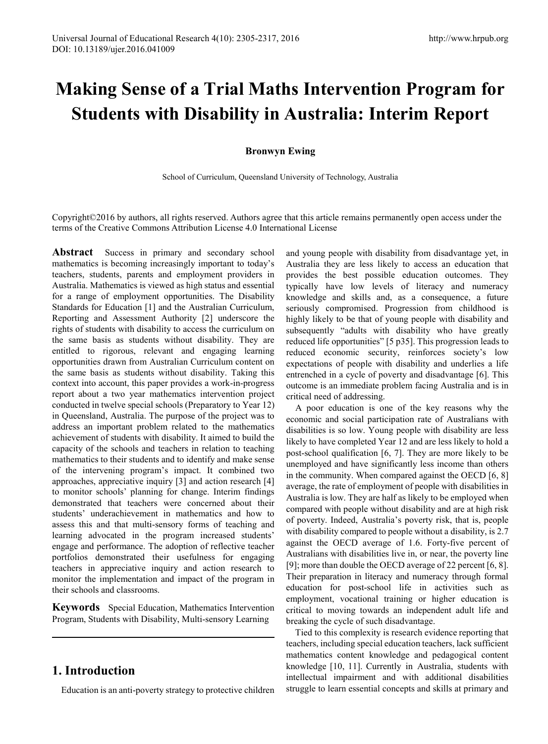# Making Sense of a Trial Maths Intervention Program for Students with Disability in Australia: Interim Report

**Bronwyn Ewing**

School of Curriculum, Queensland University of Technology, Australia

Copyright©2016 by authors, all rights reserved. Authors agree that this article remains permanently open access under the terms of the Creative Commons Attribution License 4.0 International License

**Abstract** Success in primary and secondary school mathematics is becoming increasingly important to today's teachers, students, parents and employment providers in Australia. Mathematics is viewed as high status and essential for a range of employment opportunities. The Disability Standards for Education [1] and the Australian Curriculum, Reporting and Assessment Authority [2] underscore the rights of students with disability to access the curriculum on the same basis as students without disability. They are entitled to rigorous, relevant and engaging learning opportunities drawn from Australian Curriculum content on the same basis as students without disability. Taking this context into account, this paper provides a work-in-progress report about a two year mathematics intervention project conducted in twelve special schools (Preparatory to Year 12) in Queensland, Australia. The purpose of the project was to address an important problem related to the mathematics achievement of students with disability. It aimed to build the capacity of the schools and teachers in relation to teaching mathematics to their students and to identify and make sense of the intervening program's impact. It combined two approaches, appreciative inquiry [3] and action research [4] to monitor schools' planning for change. Interim findings demonstrated that teachers were concerned about their students' underachievement in mathematics and how to assess this and that multi-sensory forms of teaching and learning advocated in the program increased students' engage and performance. The adoption of reflective teacher portfolios demonstrated their usefulness for engaging teachers in appreciative inquiry and action research to monitor the implementation and impact of the program in their schools and classrooms.

**Keywords** Special Education, Mathematics Intervention Program, Students with Disability, Multi-sensory Learning

## 1. Introduction

Education is an anti-poverty strategy to protective children and young people with disability from disadvantage yet, in Australia they are less likely to access an education that provides the best possible education outcomes. They typically have low levels of literacy and numeracy knowledge and skills and, as a consequence, a future seriously compromised. Progression from childhood is highly likely to be that of young people with disability and subsequently "adults with disability who have greatly reduced life opportunities" [5 p35]. This progression leads to reduced economic security, reinforces society's low expectations of people with disability and underlies a life entrenched in a cycle of poverty and disadvantage [6]. This outcome is an immediate problem facing Australia and is in critical need of addressing.

A poor education is one of the key reasons why the economic and social participation rate of Australians with disabilities is so low. Young people with disability are less likely to have completed Year 12 and are less likely to hold a post-school qualification [6, 7]. They are more likely to be unemployed and have significantly less income than others in the community. When compared against the OECD [6, 8] average, the rate of employment of people with disabilities in Australia is low. They are half as likely to be employed when compared with people without disability and are at high risk of poverty. Indeed, Australia's poverty risk, that is, people with disability compared to people without a disability, is 2.7 against the OECD average of 1.6. Forty-five percent of Australians with disabilities live in, or near, the poverty line [9]; more than double the OECD average of 22 percent [6, 8]. Their preparation in literacy and numeracy through formal education for post-school life in activities such as employment, vocational training or higher education is critical to moving towards an independent adult life and breaking the cycle of such disadvantage.

Tied to this complexity is research evidence reporting that teachers, including special education teachers, lack sufficient mathematics content knowledge and pedagogical content knowledge [10, 11]. Currently in Australia, students with intellectual impairment and with additional disabilities struggle to learn essential concepts and skills at primary and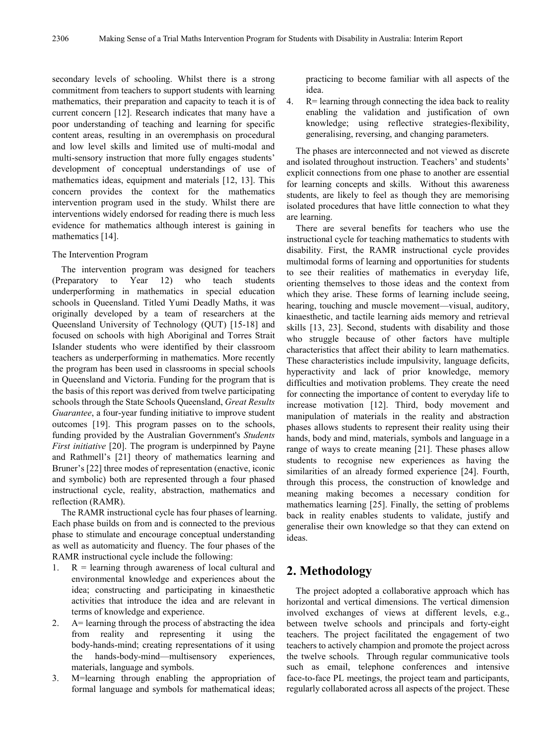secondary levels of schooling. Whilst there is a strong commitment from teachers to support students with learning mathematics, their preparation and capacity to teach it is of current concern [12]. Research indicates that many have a poor understanding of teaching and learning for specific content areas, resulting in an overemphasis on procedural and low level skills and limited use of multi-modal and multi-sensory instruction that more fully engages students' development of conceptual understandings of use of mathematics ideas, equipment and materials [12, 13]. This concern provides the context for the mathematics intervention program used in the study. Whilst there are interventions widely endorsed for reading there is much less evidence for mathematics although interest is gaining in mathematics [14].

The Intervention Program

The intervention program was designed for teachers (Preparatory to Year 12) who teach students underperforming in mathematics in special education schools in Queensland. Titled Yumi Deadly Maths, it was originally developed by a team of researchers at the Queensland University of Technology (QUT) [15-18] and focused on schools with high Aboriginal and Torres Strait Islander students who were identified by their classroom teachers as underperforming in mathematics. More recently the program has been used in classrooms in special schools in Queensland and Victoria. Funding for the program that is the basis of this report was derived from twelve participating schools through the State Schools Queensland, *Great Results Guarantee*, a four-year funding initiative to improve student outcomes [19]. This program passes on to the schools, funding provided by the Australian Government's *Students First initiative* [20]. The program is underpinned by Payne and Rathmell's [21] theory of mathematics learning and Bruner's [22] three modes of representation (enactive, iconic and symbolic) both are represented through a four phased instructional cycle, reality, abstraction, mathematics and reflection (RAMR).

The RAMR instructional cycle has four phases of learning. Each phase builds on from and is connected to the previous phase to stimulate and encourage conceptual understanding as well as automaticity and fluency. The four phases of the RAMR instructional cycle include the following:

1. R = learning through awareness of local cultural and environmental knowledge and experiences about the idea; constructing and participating in kinaesthetic activities that introduce the idea and are relevant in terms of knowledge and experience.
2. A= learning through the process of abstracting the idea from reality and representing it using the body-hands-mind; creating representations of it using the hands-body-mind—multisensory experiences, materials, language and symbols.
3. M=learning through enabling the appropriation of formal language and symbols for mathematical ideas; practicing to become familiar with all aspects of the idea.
4. R= learning through connecting the idea back to reality enabling the validation and justification of own knowledge; using reflective strategies-flexibility, generalising, reversing, and changing parameters.

The phases are interconnected and not viewed as discrete and isolated throughout instruction. Teachers' and students' explicit connections from one phase to another are essential for learning concepts and skills. Without this awareness students, are likely to feel as though they are memorising isolated procedures that have little connection to what they are learning.

There are several benefits for teachers who use the instructional cycle for teaching mathematics to students with disability. First, the RAMR instructional cycle provides multimodal forms of learning and opportunities for students to see their realities of mathematics in everyday life, orienting themselves to those ideas and the context from which they arise. These forms of learning include seeing, hearing, touching and muscle movement—visual, auditory, kinaesthetic, and tactile learning aids memory and retrieval skills [13, 23]. Second, students with disability and those who struggle because of other factors have multiple characteristics that affect their ability to learn mathematics. These characteristics include impulsivity, language deficits, hyperactivity and lack of prior knowledge, memory difficulties and motivation problems. They create the need for connecting the importance of content to everyday life to increase motivation [12]. Third, body movement and manipulation of materials in the reality and abstraction phases allows students to represent their reality using their hands, body and mind, materials, symbols and language in a range of ways to create meaning [21]. These phases allow students to recognise new experiences as having the similarities of an already formed experience [24]. Fourth, through this process, the construction of knowledge and meaning making becomes a necessary condition for mathematics learning [25]. Finally, the setting of problems back in reality enables students to validate, justify and generalise their own knowledge so that they can extend on ideas.

## 2. Methodology

The project adopted a collaborative approach which has horizontal and vertical dimensions. The vertical dimension involved exchanges of views at different levels, e.g., between twelve schools and principals and forty-eight teachers. The project facilitated the engagement of two teachers to actively champion and promote the project across the twelve schools. Through regular communicative tools such as email, telephone conferences and intensive face-to-face PL meetings, the project team and participants, regularly collaborated across all aspects of the project. These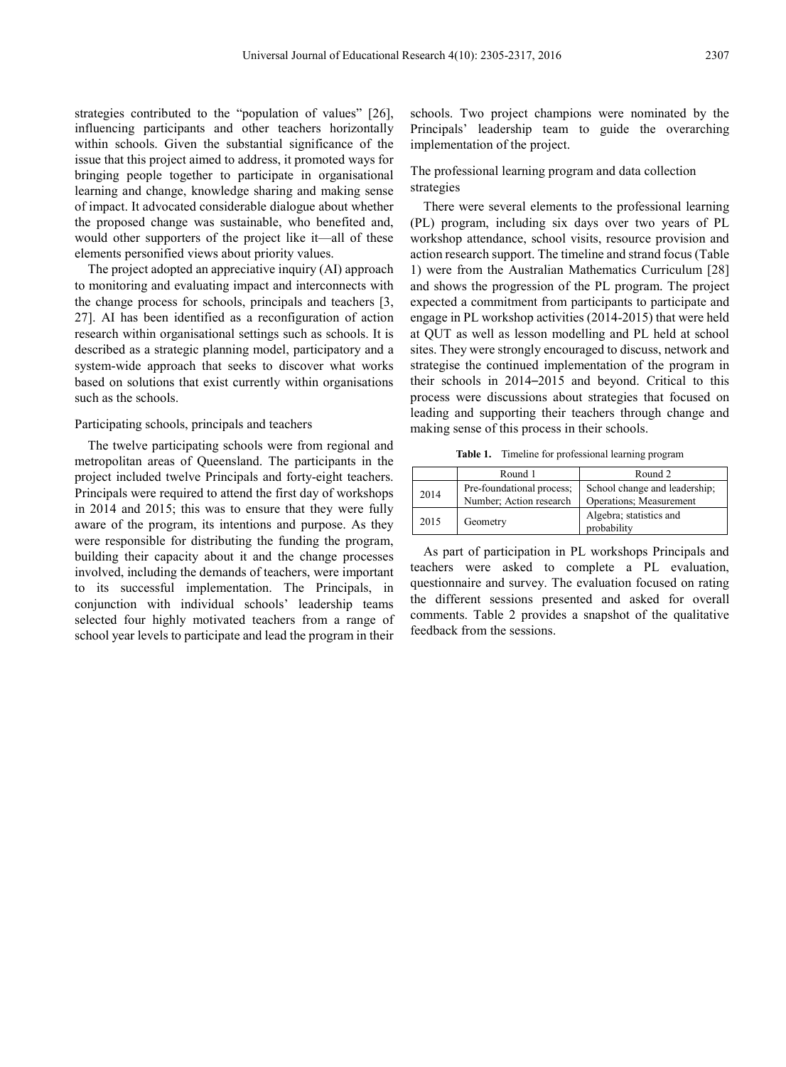strategies contributed to the "population of values" [26], influencing participants and other teachers horizontally within schools. Given the substantial significance of the issue that this project aimed to address, it promoted ways for bringing people together to participate in organisational learning and change, knowledge sharing and making sense of impact. It advocated considerable dialogue about whether the proposed change was sustainable, who benefited and, would other supporters of the project like it—all of these elements personified views about priority values.

The project adopted an appreciative inquiry (AI) approach to monitoring and evaluating impact and interconnects with the change process for schools, principals and teachers [3, 27]. AI has been identified as a reconfiguration of action research within organisational settings such as schools. It is described as a strategic planning model, participatory and a system-wide approach that seeks to discover what works based on solutions that exist currently within organisations such as the schools.

### Participating schools, principals and teachers

The twelve participating schools were from regional and metropolitan areas of Queensland. The participants in the project included twelve Principals and forty-eight teachers. Principals were required to attend the first day of workshops in 2014 and 2015; this was to ensure that they were fully aware of the program, its intentions and purpose. As they were responsible for distributing the funding the program, building their capacity about it and the change processes involved, including the demands of teachers, were important to its successful implementation. The Principals, in conjunction with individual schools' leadership teams selected four highly motivated teachers from a range of school year levels to participate and lead the program in their schools. Two project champions were nominated by the Principals' leadership team to guide the overarching implementation of the project.

### The professional learning program and data collection strategies

There were several elements to the professional learning (PL) program, including six days over two years of PL workshop attendance, school visits, resource provision and action research support. The timeline and strand focus (Table 1) were from the Australian Mathematics Curriculum [28] and shows the progression of the PL program. The project expected a commitment from participants to participate and engage in PL workshop activities (2014-2015) that were held at QUT as well as lesson modelling and PL held at school sites. They were strongly encouraged to discuss, network and strategise the continued implementation of the program in their schools in 2014–2015 and beyond. Critical to this process were discussions about strategies that focused on leading and supporting their teachers through change and making sense of this process in their schools.

**Table 1.** Timeline for professional learning program

| | Round 1 | Round 2 |
|---|---|---|
| 2014 | Pre-foundational process; Number; Action research | School change and leadership; Operations; Measurement |
| 2015 | Geometry | Algebra; statistics and probability |

As part of participation in PL workshops Principals and teachers were asked to complete a PL evaluation, questionnaire and survey. The evaluation focused on rating the different sessions presented and asked for overall comments. Table 2 provides a snapshot of the qualitative feedback from the sessions.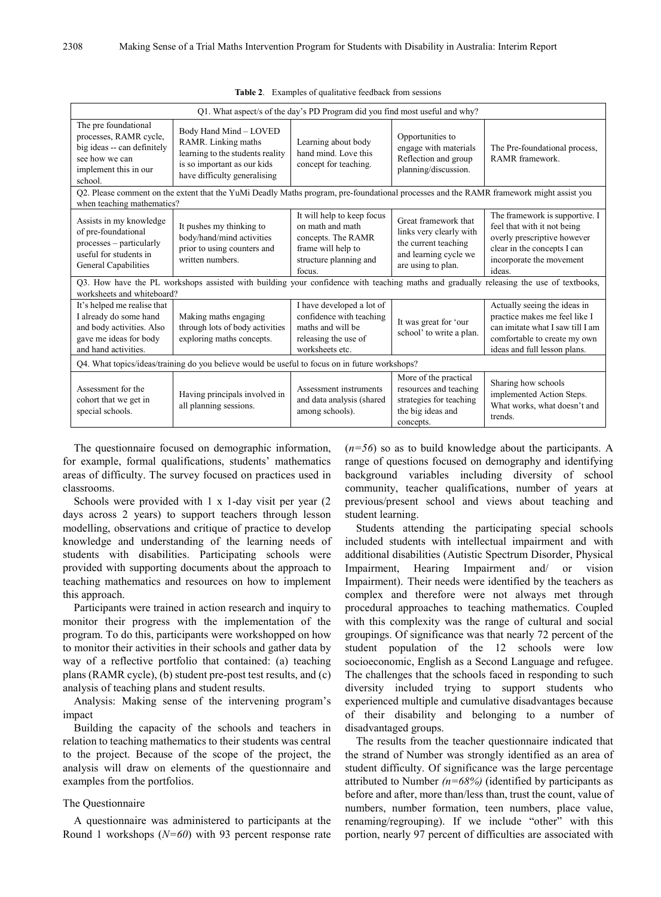**Table 2**. Examples of qualitative feedback from sessions

| Q1. What aspect/s of the day's PD Program did you find most useful and why? | | | | |
|---|---|---|---|---|
| The pre foundational processes, RAMR cycle, big ideas -- can definitely see how we can implement this in our school. | Body Hand Mind – LOVED RAMR. Linking maths learning to the students reality is so important as our kids have difficulty generalising | Learning about body hand mind. Love this concept for teaching. | Opportunities to engage with materials Reflection and group planning/discussion. | The Pre-foundational process, RAMR framework. |
| Q2. Please comment on the extent that the YuMi Deadly Maths program, pre-foundational processes and the RAMR framework might assist you when teaching mathematics? | | | | |
| Assists in my knowledge of pre-foundational processes – particularly useful for students in General Capabilities | It pushes my thinking to body/hand/mind activities prior to using counters and written numbers. | It will help to keep focus on math and math concepts. The RAMR frame will help to structure planning and focus. | Great framework that links very clearly with the current teaching and learning cycle we are using to plan. | The framework is supportive. I feel that with it not being overly prescriptive however clear in the concepts I can incorporate the movement ideas. |
| Q3. How have the PL workshops assisted with building your confidence with teaching maths and gradually releasing the use of textbooks, worksheets and whiteboard? | | | | |
| It's helped me realise that I already do some hand and body activities. Also gave me ideas for body and hand activities. | Making maths engaging through lots of body activities exploring maths concepts. | I have developed a lot of confidence with teaching maths and will be releasing the use of worksheets etc. | It was great for 'our school' to write a plan. | Actually seeing the ideas in practice makes me feel like I can imitate what I saw till I am comfortable to create my own ideas and full lesson plans. |
| Q4. What topics/ideas/training do you believe would be useful to focus on in future workshops? | | | | |
| Assessment for the cohort that we get in special schools. | Having principals involved in all planning sessions. | Assessment instruments and data analysis (shared among schools). | More of the practical resources and teaching strategies for teaching the big ideas and concepts. | Sharing how schools implemented Action Steps. What works, what doesn't and trends. |

The questionnaire focused on demographic information, for example, formal qualifications, students' mathematics areas of difficulty. The survey focused on practices used in classrooms.

Schools were provided with 1 x 1-day visit per year (2 days across 2 years) to support teachers through lesson modelling, observations and critique of practice to develop knowledge and understanding of the learning needs of students with disabilities. Participating schools were provided with supporting documents about the approach to teaching mathematics and resources on how to implement this approach.

Participants were trained in action research and inquiry to monitor their progress with the implementation of the program. To do this, participants were workshopped on how to monitor their activities in their schools and gather data by way of a reflective portfolio that contained: (a) teaching plans (RAMR cycle), (b) student pre-post test results, and (c) analysis of teaching plans and student results.

Analysis: Making sense of the intervening program's impact

Building the capacity of the schools and teachers in relation to teaching mathematics to their students was central to the project. Because of the scope of the project, the analysis will draw on elements of the questionnaire and examples from the portfolios.

### The Questionnaire

A questionnaire was administered to participants at the Round 1 workshops (*N=60*) with 93 percent response rate (*n=56*) so as to build knowledge about the participants. A range of questions focused on demography and identifying background variables including diversity of school community, teacher qualifications, number of years at previous/present school and views about teaching and student learning.

Students attending the participating special schools included students with intellectual impairment and with additional disabilities (Autistic Spectrum Disorder, Physical Impairment, Hearing Impairment and/ or vision Impairment). Their needs were identified by the teachers as complex and therefore were not always met through procedural approaches to teaching mathematics. Coupled with this complexity was the range of cultural and social groupings. Of significance was that nearly 72 percent of the student population of the 12 schools were low socioeconomic, English as a Second Language and refugee. The challenges that the schools faced in responding to such diversity included trying to support students who experienced multiple and cumulative disadvantages because of their disability and belonging to a number of disadvantaged groups.

The results from the teacher questionnaire indicated that the strand of Number was strongly identified as an area of student difficulty. Of significance was the large percentage attributed to Number *(n=68%)* (identified by participants as before and after, more than/less than, trust the count, value of numbers, number formation, teen numbers, place value, renaming/regrouping). If we include "other" with this portion, nearly 97 percent of difficulties are associated with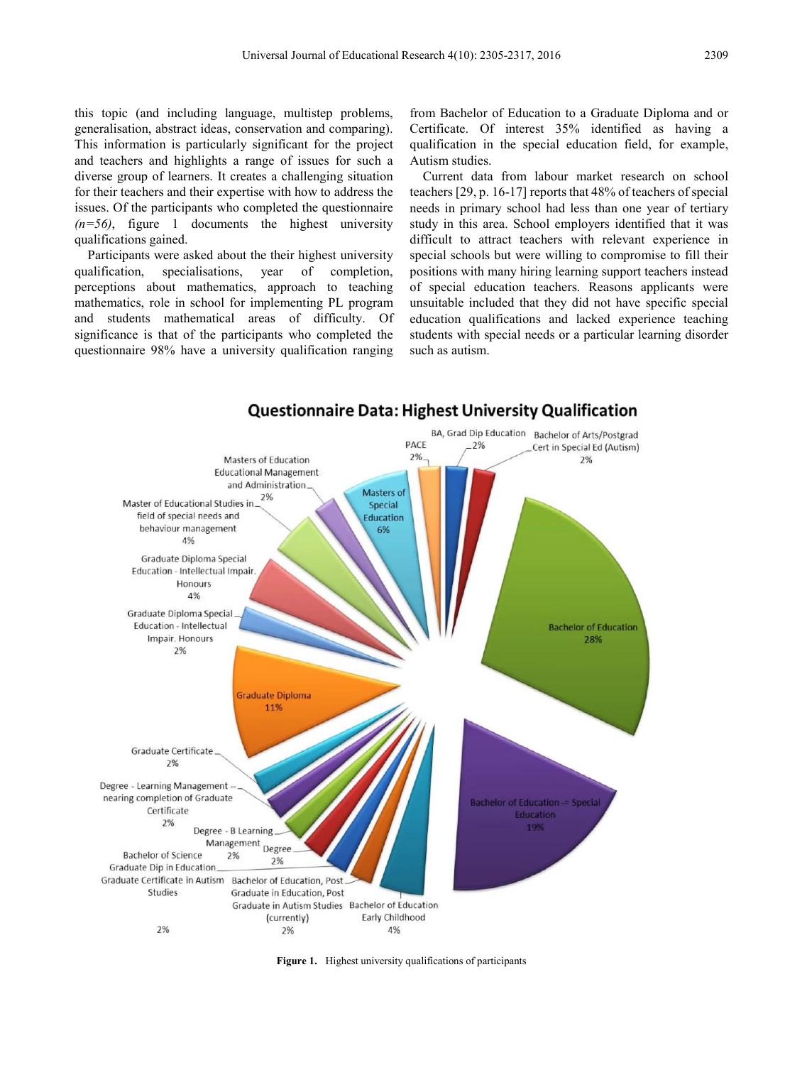this topic (and including language, multistep problems, generalisation, abstract ideas, conservation and comparing). This information is particularly significant for the project and teachers and highlights a range of issues for such a diverse group of learners. It creates a challenging situation for their teachers and their expertise with how to address the issues. Of the participants who completed the questionnaire *(n=56)*, figure 1 documents the highest university qualifications gained.

Participants were asked about the their highest university qualification, specialisations, year of completion, perceptions about mathematics, approach to teaching mathematics, role in school for implementing PL program and students mathematical areas of difficulty. Of significance is that of the participants who completed the questionnaire 98% have a university qualification ranging from Bachelor of Education to a Graduate Diploma and or Certificate. Of interest 35% identified as having a qualification in the special education field, for example, Autism studies.

Current data from labour market research on school teachers [29, p. 16-17] reports that 48% of teachers of special needs in primary school had less than one year of tertiary study in this area. School employers identified that it was difficult to attract teachers with relevant experience in special schools but were willing to compromise to fill their positions with many hiring learning support teachers instead of special education teachers. Reasons applicants were unsuitable included that they did not have specific special education qualifications and lacked experience teaching students with special needs or a particular learning disorder such as autism.

**Questionnaire Data: Highest University Qualification**

| Qualification | % |
|---|---|
| Bachelor of Education | 28% |
| Bachelor of Education – Special Education | 19% |
| Bachelor of Education Early Childhood | 4% |
| Bachelor of Education, Post Graduate in Education, Post Graduate in Autism Studies (currently) | 2% |
| Degree | 2% |
| Bachelor of Science Graduate Dip in Education Graduate Certificate in Autism Studies | 2% |
| Degree - B Learning Management | 2% |
| Degree - Learning Management – nearing completion of Graduate Certificate | 2% |
| Graduate Certificate | 2% |
| Graduate Diploma | 11% |
| Graduate Diploma Special Education - Intellectual Impair. Honours | 2% |
| Graduate Diploma Special Education - Intellectual Impair. Honours | 4% |
| Master of Educational Studies in field of special needs and behaviour management | 4% |
| Masters of Education Educational Management and Administration | 2% |
| Masters of Special Education | 6% |
| PACE | 2% |
| BA, Grad Dip Education | 2% |
| Bachelor of Arts/Postgrad Cert in Special Ed (Autism) | 2% |

**Figure 1.** Highest university qualifications of participants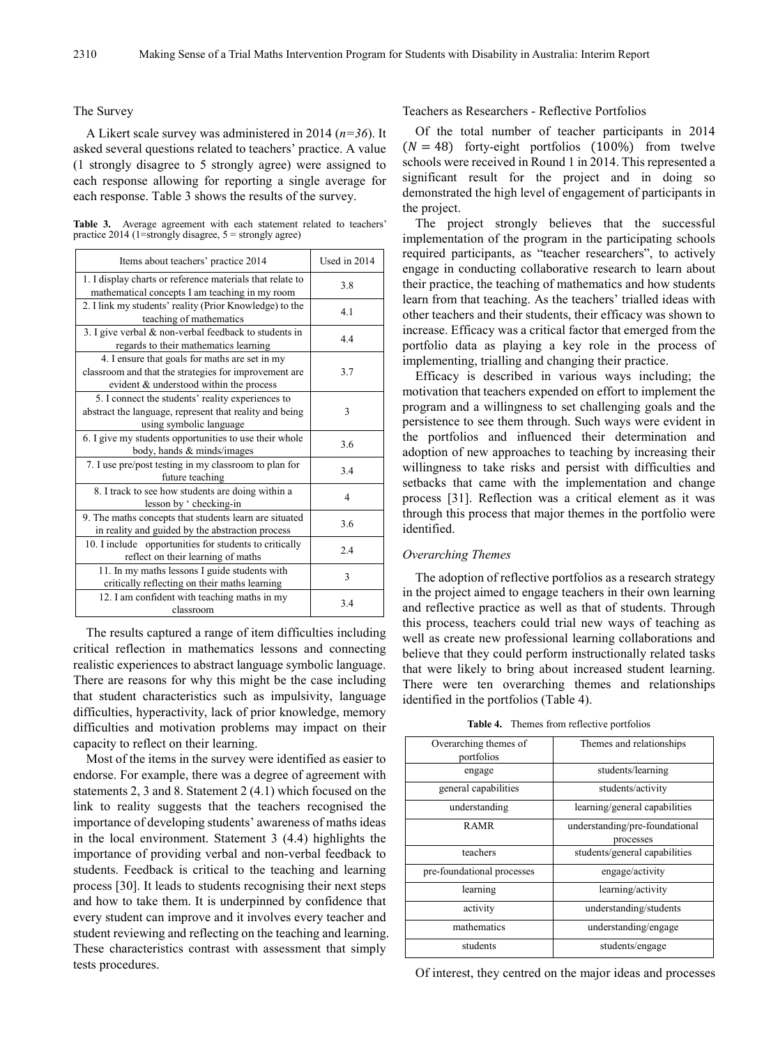### The Survey

A Likert scale survey was administered in 2014 (*n=36*). It asked several questions related to teachers' practice. A value (1 strongly disagree to 5 strongly agree) were assigned to each response allowing for reporting a single average for each response. Table 3 shows the results of the survey.

**Table 3.** Average agreement with each statement related to teachers' practice 2014 (1=strongly disagree, 5 = strongly agree)

| Items about teachers' practice 2014 | Used in 2014 |
|---|---|
| 1. I display charts or reference materials that relate to mathematical concepts I am teaching in my room | 3.8 |
| 2. I link my students' reality (Prior Knowledge) to the teaching of mathematics | 4.1 |
| 3. I give verbal & non-verbal feedback to students in regards to their mathematics learning | 4.4 |
| 4. I ensure that goals for maths are set in my classroom and that the strategies for improvement are evident & understood within the process | 3.7 |
| 5. I connect the students' reality experiences to abstract the language, represent that reality and being using symbolic language | 3 |
| 6. I give my students opportunities to use their whole body, hands & minds/images | 3.6 |
| 7. I use pre/post testing in my classroom to plan for future teaching | 3.4 |
| 8. I track to see how students are doing within a lesson by ' checking-in | 4 |
| 9. The maths concepts that students learn are situated in reality and guided by the abstraction process | 3.6 |
| 10. I include opportunities for students to critically reflect on their learning of maths | 2.4 |
| 11. In my maths lessons I guide students with critically reflecting on their maths learning | 3 |
| 12. I am confident with teaching maths in my classroom | 3.4 |

The results captured a range of item difficulties including critical reflection in mathematics lessons and connecting realistic experiences to abstract language symbolic language. There are reasons for why this might be the case including that student characteristics such as impulsivity, language difficulties, hyperactivity, lack of prior knowledge, memory difficulties and motivation problems may impact on their capacity to reflect on their learning.

Most of the items in the survey were identified as easier to endorse. For example, there was a degree of agreement with statements 2, 3 and 8. Statement 2 (4.1) which focused on the link to reality suggests that the teachers recognised the importance of developing students' awareness of maths ideas in the local environment. Statement 3 (4.4) highlights the importance of providing verbal and non-verbal feedback to students. Feedback is critical to the teaching and learning process [30]. It leads to students recognising their next steps and how to take them. It is underpinned by confidence that every student can improve and it involves every teacher and student reviewing and reflecting on the teaching and learning. These characteristics contrast with assessment that simply tests procedures.

### Teachers as Researchers - Reflective Portfolios

Of the total number of teacher participants in 2014 ($N = 48$) forty-eight portfolios ($100\%$) from twelve schools were received in Round 1 in 2014. This represented a significant result for the project and in doing so demonstrated the high level of engagement of participants in the project.

The project strongly believes that the successful implementation of the program in the participating schools required participants, as "teacher researchers", to actively engage in conducting collaborative research to learn about their practice, the teaching of mathematics and how students learn from that teaching. As the teachers' trialled ideas with other teachers and their students, their efficacy was shown to increase. Efficacy was a critical factor that emerged from the portfolio data as playing a key role in the process of implementing, trialling and changing their practice.

Efficacy is described in various ways including; the motivation that teachers expended on effort to implement the program and a willingness to set challenging goals and the persistence to see them through. Such ways were evident in the portfolios and influenced their determination and adoption of new approaches to teaching by increasing their willingness to take risks and persist with difficulties and setbacks that came with the implementation and change process [31]. Reflection was a critical element as it was through this process that major themes in the portfolio were identified.

#### *Overarching Themes*

The adoption of reflective portfolios as a research strategy in the project aimed to engage teachers in their own learning and reflective practice as well as that of students. Through this process, teachers could trial new ways of teaching as well as create new professional learning collaborations and believe that they could perform instructionally related tasks that were likely to bring about increased student learning. There were ten overarching themes and relationships identified in the portfolios (Table 4).

**Table 4.** Themes from reflective portfolios

| Overarching themes of portfolios | Themes and relationships |
|---|---|
| engage | students/learning |
| general capabilities | students/activity |
| understanding | learning/general capabilities |
| RAMR | understanding/pre-foundational processes |
| teachers | students/general capabilities |
| pre-foundational processes | engage/activity |
| learning | learning/activity |
| activity | understanding/students |
| mathematics | understanding/engage |
| students | students/engage |

Of interest, they centred on the major ideas and processes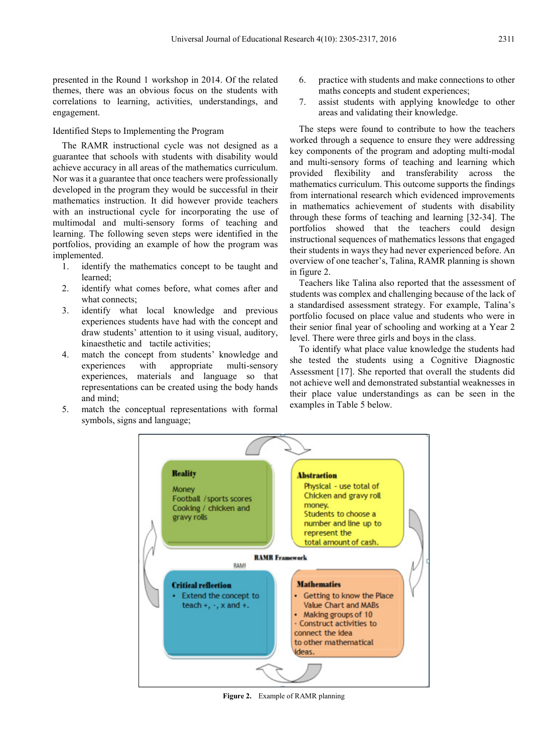presented in the Round 1 workshop in 2014. Of the related themes, there was an obvious focus on the students with correlations to learning, activities, understandings, and engagement.

Identified Steps to Implementing the Program

The RAMR instructional cycle was not designed as a guarantee that schools with students with disability would achieve accuracy in all areas of the mathematics curriculum. Nor was it a guarantee that once teachers were professionally developed in the program they would be successful in their mathematics instruction. It did however provide teachers with an instructional cycle for incorporating the use of multimodal and multi-sensory forms of teaching and learning. The following seven steps were identified in the portfolios, providing an example of how the program was implemented.

1. identify the mathematics concept to be taught and learned;
2. identify what comes before, what comes after and what connects;
3. identify what local knowledge and previous experiences students have had with the concept and draw students' attention to it using visual, auditory, kinaesthetic and tactile activities;
4. match the concept from students' knowledge and experiences with appropriate multi-sensory experiences, materials and language so that representations can be created using the body hands and mind;
5. match the conceptual representations with formal symbols, signs and language;
6. practice with students and make connections to other maths concepts and student experiences;
7. assist students with applying knowledge to other areas and validating their knowledge.

The steps were found to contribute to how the teachers worked through a sequence to ensure they were addressing key components of the program and adopting multi-modal and multi-sensory forms of teaching and learning which provided flexibility and transferability across the mathematics curriculum. This outcome supports the findings from international research which evidenced improvements in mathematics achievement of students with disability through these forms of teaching and learning [32-34]. The portfolios showed that the teachers could design instructional sequences of mathematics lessons that engaged their students in ways they had never experienced before. An overview of one teacher's, Talina, RAMR planning is shown in figure 2.

Teachers like Talina also reported that the assessment of students was complex and challenging because of the lack of a standardised assessment strategy. For example, Talina's portfolio focused on place value and students who were in their senior final year of schooling and working at a Year 2 level. There were three girls and boys in the class.

To identify what place value knowledge the students had she tested the students using a Cognitive Diagnostic Assessment [17]. She reported that overall the students did not achieve well and demonstrated substantial weaknesses in their place value understandings as can be seen in the examples in Table 5 below.

**Reality**
Money
Football /sports scores
Cooking / chicken and gravy rolls

**Abstraction**
Physical - use total of Chicken and gravy roll money.
Students to choose a number and line up to represent the total amount of cash.

**RAMR Framework**

**Critical reflection**
- Extend the concept to teach +, -, x and ÷.

**Mathematics**
- Getting to know the Place Value Chart and MABs
- Making groups of 10
- Construct activities to connect the idea to other mathematical ideas.

**Figure 2.** Example of RAMR planning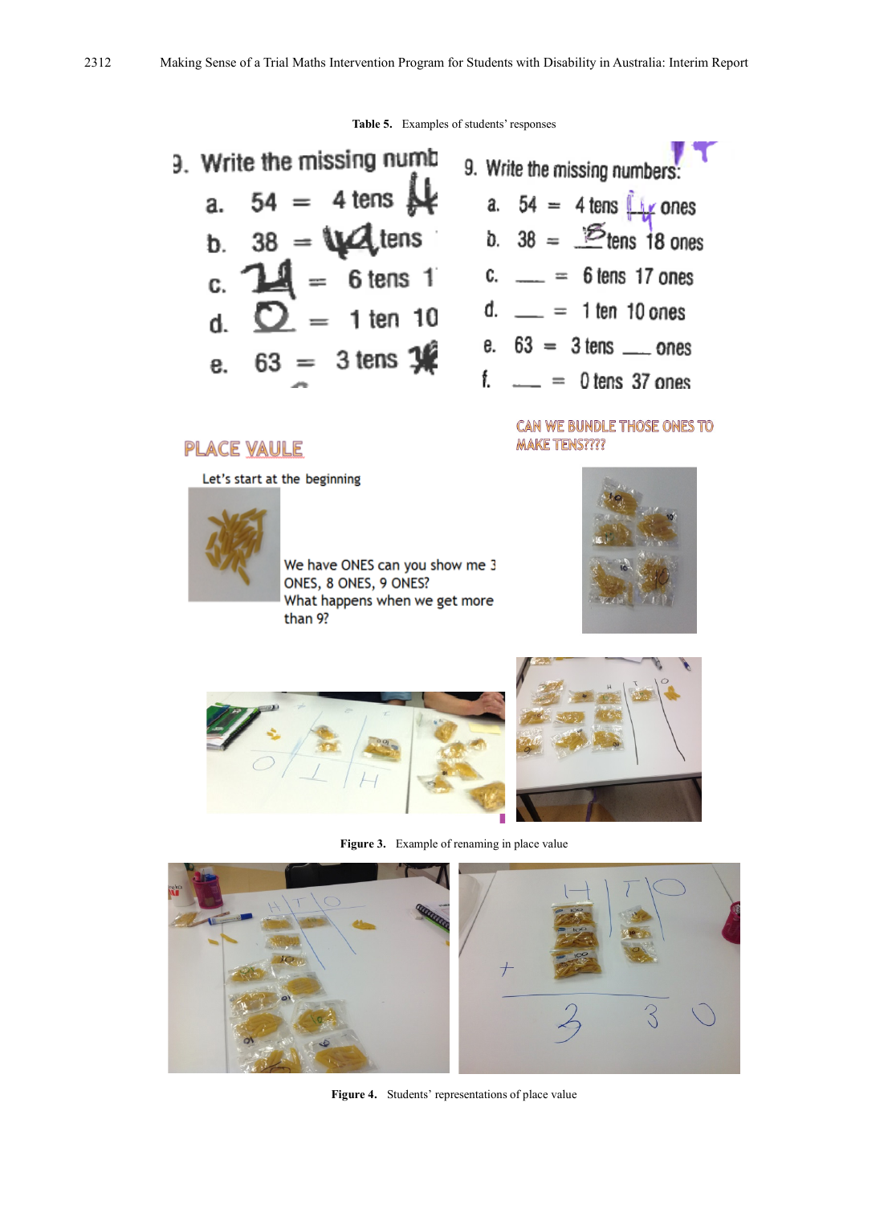**Table 5.** Examples of students' responses

9. Write the missing numb

a. 54 = 4 tens 14

b. 38 = 14 tens

c. 24 = 6 tens 1

d. 0 = 1 ten 10

e. 63 = 3 tens 13

9. Write the missing numbers:

a. 54 = 4 tens 14 ones

b. 38 = 2 tens 18 ones

c. \_\_\_ = 6 tens 17 ones

d. \_\_\_ = 1 ten 10 ones

e. 63 = 3 tens \_\_\_ ones

f. \_\_\_ = 0 tens 37 ones

PLACE VAULE

Let's start at the beginning

We have ONES can you show me 3 ONES, 8 ONES, 9 ONES?
What happens when we get more than 9?

CAN WE BUNDLE THOSE ONES TO MAKE TENS????

**Figure 3.** Example of renaming in place value

**Figure 4.** Students' representations of place value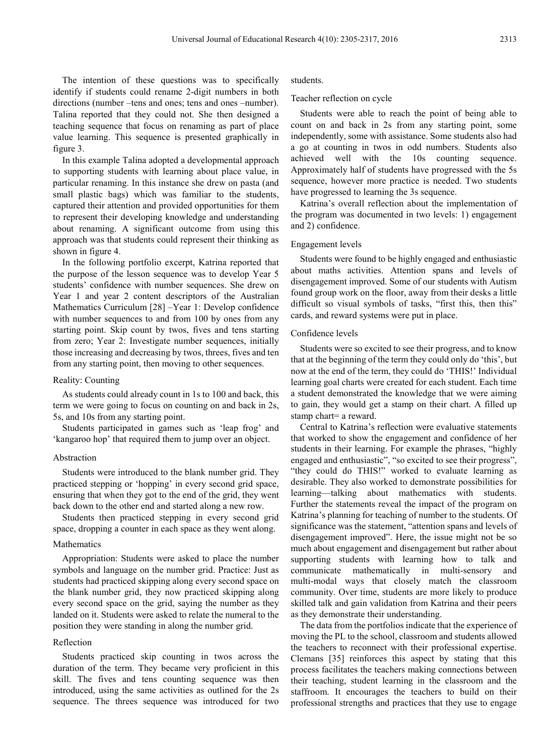The intention of these questions was to specifically identify if students could rename 2-digit numbers in both directions (number –tens and ones; tens and ones –number). Talina reported that they could not. She then designed a teaching sequence that focus on renaming as part of place value learning. This sequence is presented graphically in figure 3.

In this example Talina adopted a developmental approach to supporting students with learning about place value, in particular renaming. In this instance she drew on pasta (and small plastic bags) which was familiar to the students, captured their attention and provided opportunities for them to represent their developing knowledge and understanding about renaming. A significant outcome from using this approach was that students could represent their thinking as shown in figure 4.

In the following portfolio excerpt, Katrina reported that the purpose of the lesson sequence was to develop Year 5 students' confidence with number sequences. She drew on Year 1 and year 2 content descriptors of the Australian Mathematics Curriculum [28] –Year 1: Develop confidence with number sequences to and from 100 by ones from any starting point. Skip count by twos, fives and tens starting from zero; Year 2: Investigate number sequences, initially those increasing and decreasing by twos, threes, fives and ten from any starting point, then moving to other sequences.

#### Reality: Counting

As students could already count in 1s to 100 and back, this term we were going to focus on counting on and back in 2s, 5s, and 10s from any starting point.

Students participated in games such as 'leap frog' and 'kangaroo hop' that required them to jump over an object.

#### Abstraction

Students were introduced to the blank number grid. They practiced stepping or 'hopping' in every second grid space, ensuring that when they got to the end of the grid, they went back down to the other end and started along a new row.

Students then practiced stepping in every second grid space, dropping a counter in each space as they went along.

#### Mathematics

Appropriation: Students were asked to place the number symbols and language on the number grid. Practice: Just as students had practiced skipping along every second space on the blank number grid, they now practiced skipping along every second space on the grid, saying the number as they landed on it. Students were asked to relate the numeral to the position they were standing in along the number grid.

#### Reflection

Students practiced skip counting in twos across the duration of the term. They became very proficient in this skill. The fives and tens counting sequence was then introduced, using the same activities as outlined for the 2s sequence. The threes sequence was introduced for two students.

#### Teacher reflection on cycle

Students were able to reach the point of being able to count on and back in 2s from any starting point, some independently, some with assistance. Some students also had a go at counting in twos in odd numbers. Students also achieved well with the 10s counting sequence. Approximately half of students have progressed with the 5s sequence, however more practice is needed. Two students have progressed to learning the 3s sequence.

Katrina's overall reflection about the implementation of the program was documented in two levels: 1) engagement and 2) confidence.

#### Engagement levels

Students were found to be highly engaged and enthusiastic about maths activities. Attention spans and levels of disengagement improved. Some of our students with Autism found group work on the floor, away from their desks a little difficult so visual symbols of tasks, "first this, then this" cards, and reward systems were put in place.

#### Confidence levels

Students were so excited to see their progress, and to know that at the beginning of the term they could only do 'this', but now at the end of the term, they could do 'THIS!' Individual learning goal charts were created for each student. Each time a student demonstrated the knowledge that we were aiming to gain, they would get a stamp on their chart. A filled up stamp chart= a reward.

Central to Katrina's reflection were evaluative statements that worked to show the engagement and confidence of her students in their learning. For example the phrases, "highly engaged and enthusiastic", "so excited to see their progress", "they could do THIS!" worked to evaluate learning as desirable. They also worked to demonstrate possibilities for learning—talking about mathematics with students. Further the statements reveal the impact of the program on Katrina's planning for teaching of number to the students. Of significance was the statement, "attention spans and levels of disengagement improved". Here, the issue might not be so much about engagement and disengagement but rather about supporting students with learning how to talk and communicate mathematically in multi-sensory and multi-modal ways that closely match the classroom community. Over time, students are more likely to produce skilled talk and gain validation from Katrina and their peers as they demonstrate their understanding.

The data from the portfolios indicate that the experience of moving the PL to the school, classroom and students allowed the teachers to reconnect with their professional expertise. Clemans [35] reinforces this aspect by stating that this process facilitates the teachers making connections between their teaching, student learning in the classroom and the staffroom. It encourages the teachers to build on their professional strengths and practices that they use to engage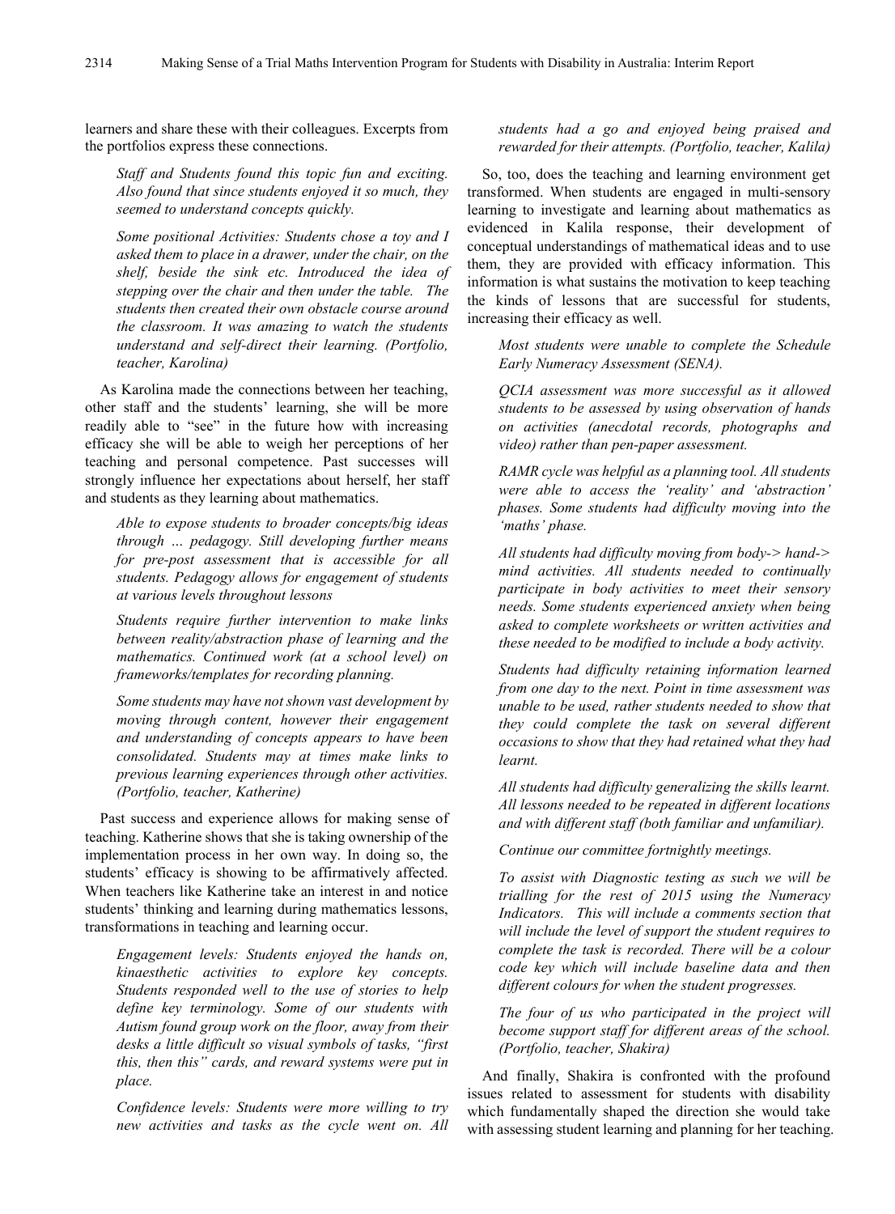learners and share these with their colleagues. Excerpts from the portfolios express these connections.

> *Staff and Students found this topic fun and exciting. Also found that since students enjoyed it so much, they seemed to understand concepts quickly.*
>
> *Some positional Activities: Students chose a toy and I asked them to place in a drawer, under the chair, on the shelf, beside the sink etc. Introduced the idea of stepping over the chair and then under the table. The students then created their own obstacle course around the classroom. It was amazing to watch the students understand and self-direct their learning. (Portfolio, teacher, Karolina)*

As Karolina made the connections between her teaching, other staff and the students' learning, she will be more readily able to "see" in the future how with increasing efficacy she will be able to weigh her perceptions of her teaching and personal competence. Past successes will strongly influence her expectations about herself, her staff and students as they learning about mathematics.

> *Able to expose students to broader concepts/big ideas through … pedagogy. Still developing further means for pre-post assessment that is accessible for all students. Pedagogy allows for engagement of students at various levels throughout lessons*
>
> *Students require further intervention to make links between reality/abstraction phase of learning and the mathematics. Continued work (at a school level) on frameworks/templates for recording planning.*
>
> *Some students may have not shown vast development by moving through content, however their engagement and understanding of concepts appears to have been consolidated. Students may at times make links to previous learning experiences through other activities. (Portfolio, teacher, Katherine)*

Past success and experience allows for making sense of teaching. Katherine shows that she is taking ownership of the implementation process in her own way. In doing so, the students' efficacy is showing to be affirmatively affected. When teachers like Katherine take an interest in and notice students' thinking and learning during mathematics lessons, transformations in teaching and learning occur.

> *Engagement levels: Students enjoyed the hands on, kinaesthetic activities to explore key concepts. Students responded well to the use of stories to help define key terminology. Some of our students with Autism found group work on the floor, away from their desks a little difficult so visual symbols of tasks, "first this, then this" cards, and reward systems were put in place.*
>
> *Confidence levels: Students were more willing to try new activities and tasks as the cycle went on. All students had a go and enjoyed being praised and rewarded for their attempts. (Portfolio, teacher, Kalila)*

So, too, does the teaching and learning environment get transformed. When students are engaged in multi-sensory learning to investigate and learning about mathematics as evidenced in Kalila response, their development of conceptual understandings of mathematical ideas and to use them, they are provided with efficacy information. This information is what sustains the motivation to keep teaching the kinds of lessons that are successful for students, increasing their efficacy as well.

> *Most students were unable to complete the Schedule Early Numeracy Assessment (SENA).*
>
> *QCIA assessment was more successful as it allowed students to be assessed by using observation of hands on activities (anecdotal records, photographs and video) rather than pen-paper assessment.*
>
> *RAMR cycle was helpful as a planning tool. All students were able to access the 'reality' and 'abstraction' phases. Some students had difficulty moving into the 'maths' phase.*
>
> *All students had difficulty moving from body-> hand-> mind activities. All students needed to continually participate in body activities to meet their sensory needs. Some students experienced anxiety when being asked to complete worksheets or written activities and these needed to be modified to include a body activity.*
>
> *Students had difficulty retaining information learned from one day to the next. Point in time assessment was unable to be used, rather students needed to show that they could complete the task on several different occasions to show that they had retained what they had learnt.*
>
> *All students had difficulty generalizing the skills learnt. All lessons needed to be repeated in different locations and with different staff (both familiar and unfamiliar).*
>
> *Continue our committee fortnightly meetings.*
>
> *To assist with Diagnostic testing as such we will be trialling for the rest of 2015 using the Numeracy Indicators. This will include a comments section that will include the level of support the student requires to complete the task is recorded. There will be a colour code key which will include baseline data and then different colours for when the student progresses.*
>
> *The four of us who participated in the project will become support staff for different areas of the school. (Portfolio, teacher, Shakira)*

And finally, Shakira is confronted with the profound issues related to assessment for students with disability which fundamentally shaped the direction she would take with assessing student learning and planning for her teaching.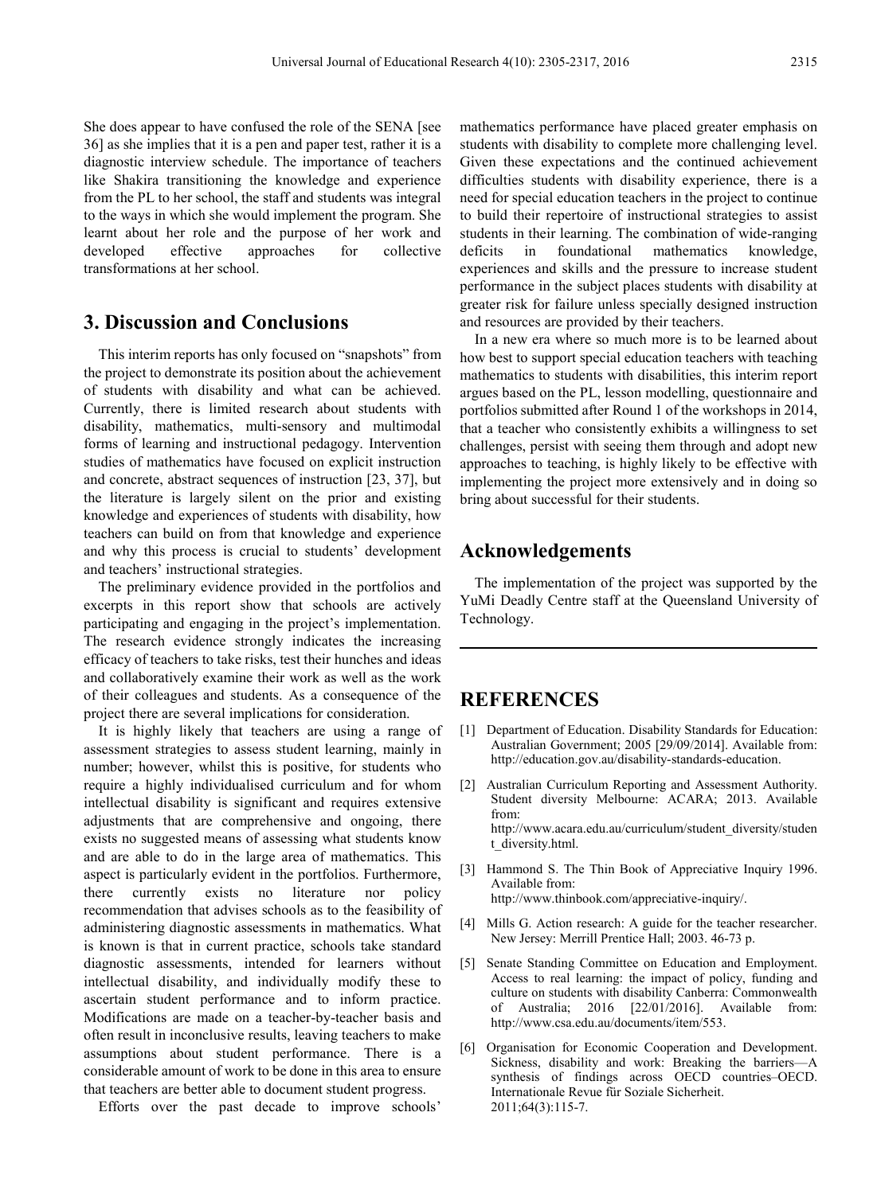She does appear to have confused the role of the SENA [see 36] as she implies that it is a pen and paper test, rather it is a diagnostic interview schedule. The importance of teachers like Shakira transitioning the knowledge and experience from the PL to her school, the staff and students was integral to the ways in which she would implement the program. She learnt about her role and the purpose of her work and developed effective approaches for collective transformations at her school.

## 3. Discussion and Conclusions

This interim reports has only focused on "snapshots" from the project to demonstrate its position about the achievement of students with disability and what can be achieved. Currently, there is limited research about students with disability, mathematics, multi-sensory and multimodal forms of learning and instructional pedagogy. Intervention studies of mathematics have focused on explicit instruction and concrete, abstract sequences of instruction [23, 37], but the literature is largely silent on the prior and existing knowledge and experiences of students with disability, how teachers can build on from that knowledge and experience and why this process is crucial to students' development and teachers' instructional strategies.

The preliminary evidence provided in the portfolios and excerpts in this report show that schools are actively participating and engaging in the project's implementation. The research evidence strongly indicates the increasing efficacy of teachers to take risks, test their hunches and ideas and collaboratively examine their work as well as the work of their colleagues and students. As a consequence of the project there are several implications for consideration.

It is highly likely that teachers are using a range of assessment strategies to assess student learning, mainly in number; however, whilst this is positive, for students who require a highly individualised curriculum and for whom intellectual disability is significant and requires extensive adjustments that are comprehensive and ongoing, there exists no suggested means of assessing what students know and are able to do in the large area of mathematics. This aspect is particularly evident in the portfolios. Furthermore, there currently exists no literature nor policy recommendation that advises schools as to the feasibility of administering diagnostic assessments in mathematics. What is known is that in current practice, schools take standard diagnostic assessments, intended for learners without intellectual disability, and individually modify these to ascertain student performance and to inform practice. Modifications are made on a teacher-by-teacher basis and often result in inconclusive results, leaving teachers to make assumptions about student performance. There is a considerable amount of work to be done in this area to ensure that teachers are better able to document student progress.

Efforts over the past decade to improve schools' mathematics performance have placed greater emphasis on students with disability to complete more challenging level. Given these expectations and the continued achievement difficulties students with disability experience, there is a need for special education teachers in the project to continue to build their repertoire of instructional strategies to assist students in their learning. The combination of wide-ranging deficits in foundational mathematics knowledge, experiences and skills and the pressure to increase student performance in the subject places students with disability at greater risk for failure unless specially designed instruction and resources are provided by their teachers.

In a new era where so much more is to be learned about how best to support special education teachers with teaching mathematics to students with disabilities, this interim report argues based on the PL, lesson modelling, questionnaire and portfolios submitted after Round 1 of the workshops in 2014, that a teacher who consistently exhibits a willingness to set challenges, persist with seeing them through and adopt new approaches to teaching, is highly likely to be effective with implementing the project more extensively and in doing so bring about successful for their students.

## Acknowledgements

The implementation of the project was supported by the YuMi Deadly Centre staff at the Queensland University of Technology.

## REFERENCES

[1] Department of Education. Disability Standards for Education: Australian Government; 2005 [29/09/2014]. Available from: http://education.gov.au/disability-standards-education.

[2] Australian Curriculum Reporting and Assessment Authority. Student diversity Melbourne: ACARA; 2013. Available from: http://www.acara.edu.au/curriculum/student_diversity/student_diversity.html.

[3] Hammond S. The Thin Book of Appreciative Inquiry 1996. Available from: http://www.thinbook.com/appreciative-inquiry/.

[4] Mills G. Action research: A guide for the teacher researcher. New Jersey: Merrill Prentice Hall; 2003. 46-73 p.

[5] Senate Standing Committee on Education and Employment. Access to real learning: the impact of policy, funding and culture on students with disability Canberra: Commonwealth of Australia; 2016 [22/01/2016]. Available from: http://www.csa.edu.au/documents/item/553.

[6] Organisation for Economic Cooperation and Development. Sickness, disability and work: Breaking the barriers—A synthesis of findings across OECD countries–OECD. Internationale Revue für Soziale Sicherheit. 2011;64(3):115-7.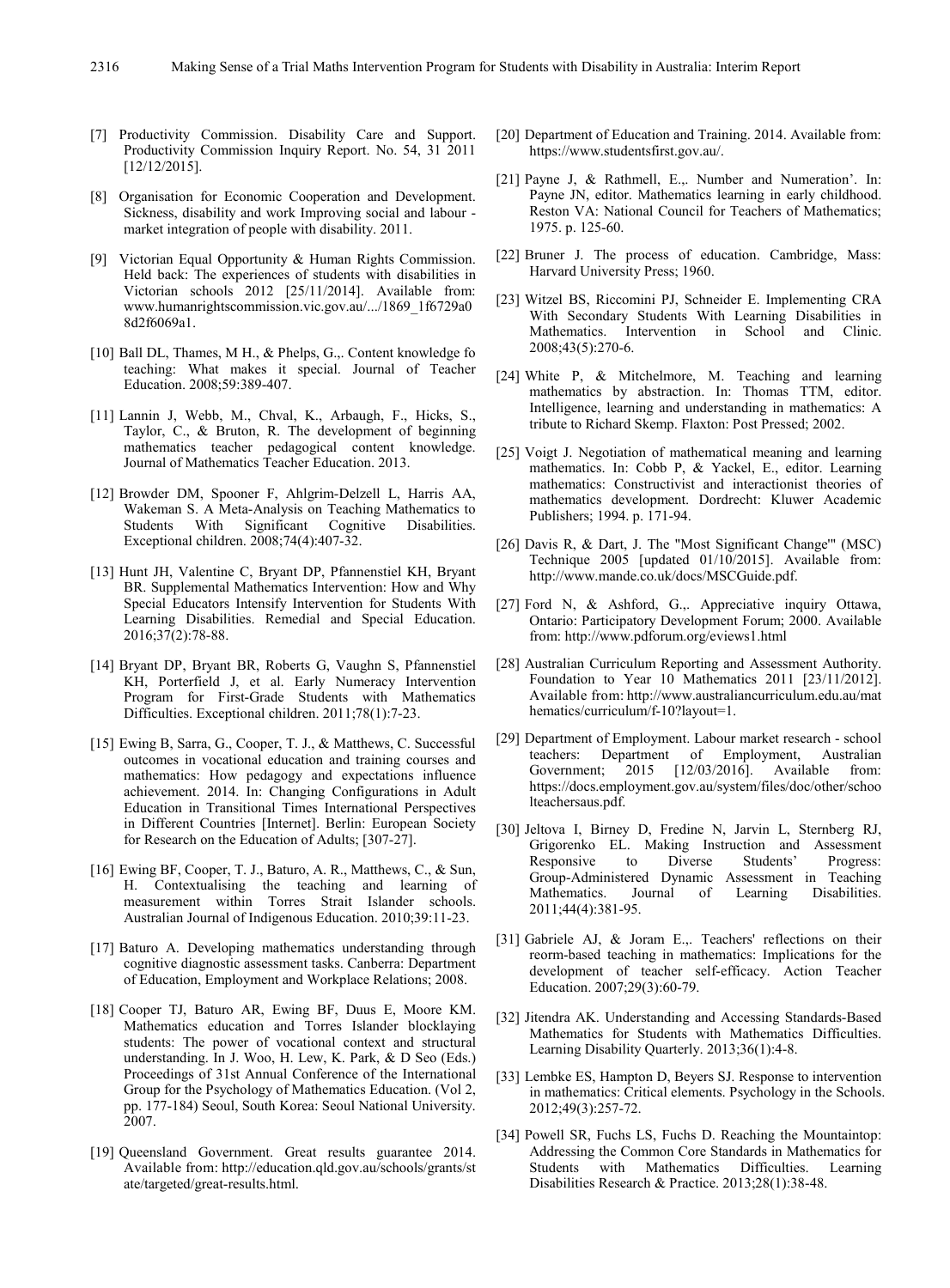[7] Productivity Commission. Disability Care and Support. Productivity Commission Inquiry Report. No. 54, 31 2011 [12/12/2015].

[8] Organisation for Economic Cooperation and Development. Sickness, disability and work Improving social and labour - market integration of people with disability. 2011.

[9] Victorian Equal Opportunity & Human Rights Commission. Held back: The experiences of students with disabilities in Victorian schools 2012 [25/11/2014]. Available from: www.humanrightscommission.vic.gov.au/.../1869_1f6729a08d2f6069a1.

[10] Ball DL, Thames, M H., & Phelps, G.,. Content knowledge fo teaching: What makes it special. Journal of Teacher Education. 2008;59:389-407.

[11] Lannin J, Webb, M., Chval, K., Arbaugh, F., Hicks, S., Taylor, C., & Bruton, R. The development of beginning mathematics teacher pedagogical content knowledge. Journal of Mathematics Teacher Education. 2013.

[12] Browder DM, Spooner F, Ahlgrim-Delzell L, Harris AA, Wakeman S. A Meta-Analysis on Teaching Mathematics to Students With Significant Cognitive Disabilities. Exceptional children. 2008;74(4):407-32.

[13] Hunt JH, Valentine C, Bryant DP, Pfannenstiel KH, Bryant BR. Supplemental Mathematics Intervention: How and Why Special Educators Intensify Intervention for Students With Learning Disabilities. Remedial and Special Education. 2016;37(2):78-88.

[14] Bryant DP, Bryant BR, Roberts G, Vaughn S, Pfannenstiel KH, Porterfield J, et al. Early Numeracy Intervention Program for First-Grade Students with Mathematics Difficulties. Exceptional children. 2011;78(1):7-23.

[15] Ewing B, Sarra, G., Cooper, T. J., & Matthews, C. Successful outcomes in vocational education and training courses and mathematics: How pedagogy and expectations influence achievement. 2014. In: Changing Configurations in Adult Education in Transitional Times International Perspectives in Different Countries [Internet]. Berlin: European Society for Research on the Education of Adults; [307-27].

[16] Ewing BF, Cooper, T. J., Baturo, A. R., Matthews, C., & Sun, H. Contextualising the teaching and learning of measurement within Torres Strait Islander schools. Australian Journal of Indigenous Education. 2010;39:11-23.

[17] Baturo A. Developing mathematics understanding through cognitive diagnostic assessment tasks. Canberra: Department of Education, Employment and Workplace Relations; 2008.

[18] Cooper TJ, Baturo AR, Ewing BF, Duus E, Moore KM. Mathematics education and Torres Islander blocklaying students: The power of vocational context and structural understanding. In J. Woo, H. Lew, K. Park, & D Seo (Eds.) Proceedings of 31st Annual Conference of the International Group for the Psychology of Mathematics Education. (Vol 2, pp. 177-184) Seoul, South Korea: Seoul National University. 2007.

[19] Queensland Government. Great results guarantee 2014. Available from: http://education.qld.gov.au/schools/grants/state/targeted/great-results.html.

[20] Department of Education and Training. 2014. Available from: https://www.studentsfirst.gov.au/.

[21] Payne J, & Rathmell, E.,. Number and Numeration'. In: Payne JN, editor. Mathematics learning in early childhood. Reston VA: National Council for Teachers of Mathematics; 1975. p. 125-60.

[22] Bruner J. The process of education. Cambridge, Mass: Harvard University Press; 1960.

[23] Witzel BS, Riccomini PJ, Schneider E. Implementing CRA With Secondary Students With Learning Disabilities in Mathematics. Intervention in School and Clinic. 2008;43(5):270-6.

[24] White P, & Mitchelmore, M. Teaching and learning mathematics by abstraction. In: Thomas TTM, editor. Intelligence, learning and understanding in mathematics: A tribute to Richard Skemp. Flaxton: Post Pressed; 2002.

[25] Voigt J. Negotiation of mathematical meaning and learning mathematics. In: Cobb P, & Yackel, E., editor. Learning mathematics: Constructivist and interactionist theories of mathematics development. Dordrecht: Kluwer Academic Publishers; 1994. p. 171-94.

[26] Davis R, & Dart, J. The "Most Significant Change'" (MSC) Technique 2005 [updated 01/10/2015]. Available from: http://www.mande.co.uk/docs/MSCGuide.pdf.

[27] Ford N, & Ashford, G.,. Appreciative inquiry Ottawa, Ontario: Participatory Development Forum; 2000. Available from: http://www.pdforum.org/eviews1.html

[28] Australian Curriculum Reporting and Assessment Authority. Foundation to Year 10 Mathematics 2011 [23/11/2012]. Available from: http://www.australiancurriculum.edu.au/mathematics/curriculum/f-10?layout=1.

[29] Department of Employment. Labour market research - school teachers: Department of Employment, Australian Government; 2015 [12/03/2016]. Available from: https://docs.employment.gov.au/system/files/doc/other/schoolteachersaus.pdf.

[30] Jeltova I, Birney D, Fredine N, Jarvin L, Sternberg RJ, Grigorenko EL. Making Instruction and Assessment Responsive to Diverse Students' Progress: Group-Administered Dynamic Assessment in Teaching Mathematics. Journal of Learning Disabilities. 2011;44(4):381-95.

[31] Gabriele AJ, & Joram E.,. Teachers' reflections on their reorm-based teaching in mathematics: Implications for the development of teacher self-efficacy. Action Teacher Education. 2007;29(3):60-79.

[32] Jitendra AK. Understanding and Accessing Standards-Based Mathematics for Students with Mathematics Difficulties. Learning Disability Quarterly. 2013;36(1):4-8.

[33] Lembke ES, Hampton D, Beyers SJ. Response to intervention in mathematics: Critical elements. Psychology in the Schools. 2012;49(3):257-72.

[34] Powell SR, Fuchs LS, Fuchs D. Reaching the Mountaintop: Addressing the Common Core Standards in Mathematics for Students with Mathematics Difficulties. Learning Disabilities Research & Practice. 2013;28(1):38-48.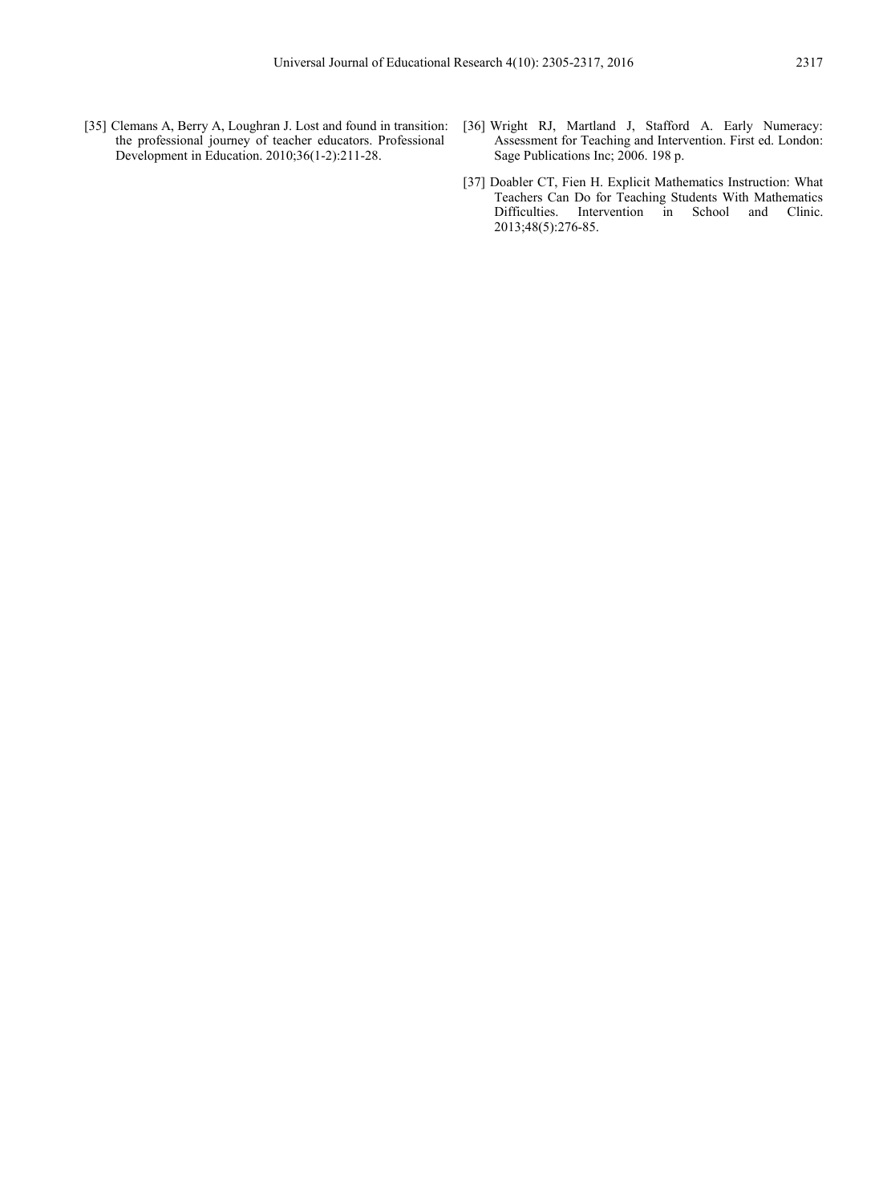[35] Clemans A, Berry A, Loughran J. Lost and found in transition: the professional journey of teacher educators. Professional Development in Education. 2010;36(1-2):211-28.

[36] Wright RJ, Martland J, Stafford A. Early Numeracy: Assessment for Teaching and Intervention. First ed. London: Sage Publications Inc; 2006. 198 p.

[37] Doabler CT, Fien H. Explicit Mathematics Instruction: What Teachers Can Do for Teaching Students With Mathematics Difficulties. Intervention in School and Clinic. 2013;48(5):276-85.